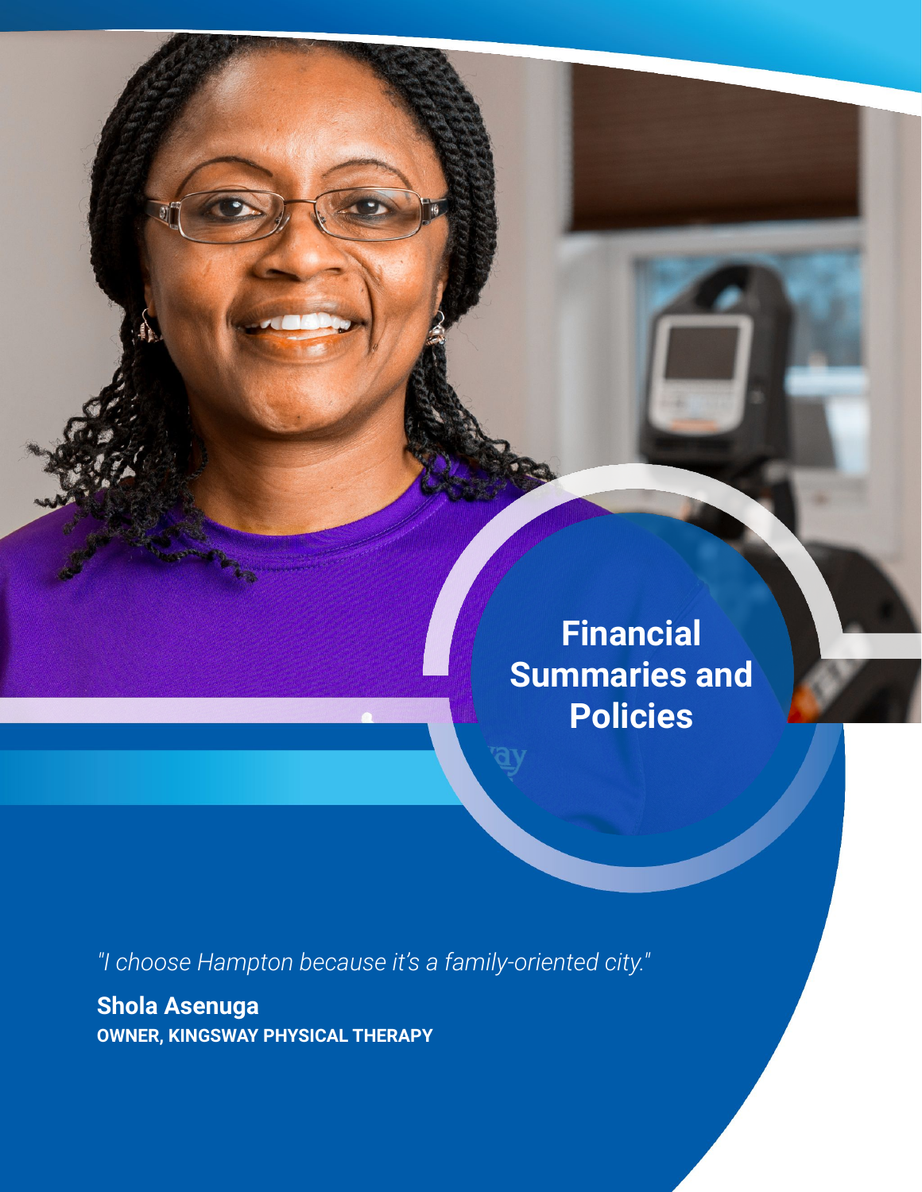# Financial Summaries and Policies

*"I choose Hampton because it's a family-oriented city."*

**Shola Asenuga**
**OWNER, KINGSWAY PHYSICAL THERAPY**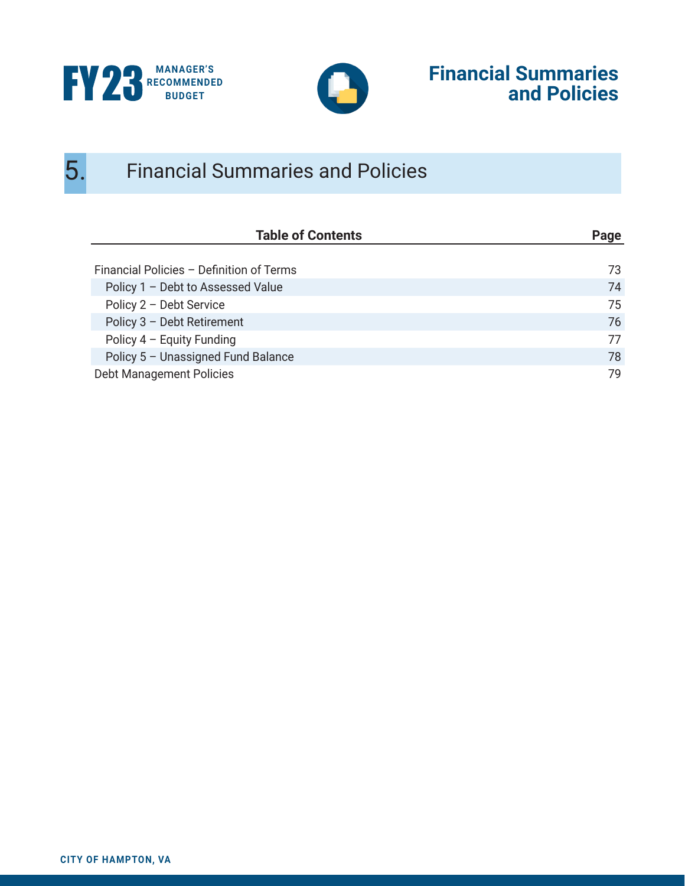# 5. Financial Summaries and Policies

| Table of Contents | Page |
| --- | --- |
| Financial Policies – Definition of Terms | 73 |
| Policy 1 – Debt to Assessed Value | 74 |
| Policy 2 – Debt Service | 75 |
| Policy 3 – Debt Retirement | 76 |
| Policy 4 – Equity Funding | 77 |
| Policy 5 – Unassigned Fund Balance | 78 |
| Debt Management Policies | 79 |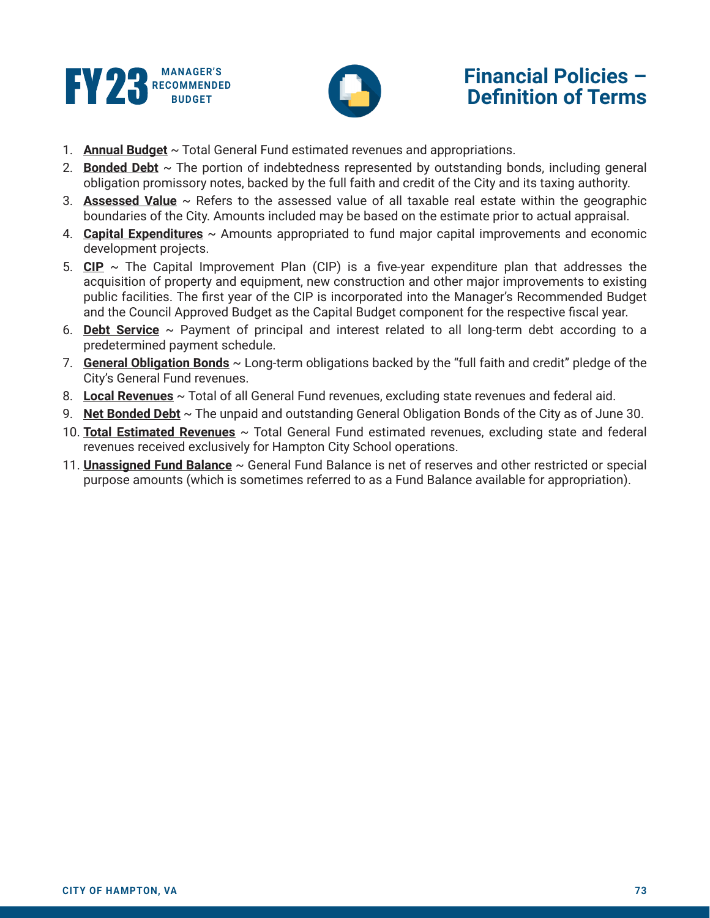# Financial Policies – Definition of Terms

1. **Annual Budget** ~ Total General Fund estimated revenues and appropriations.
2. **Bonded Debt** ~ The portion of indebtedness represented by outstanding bonds, including general obligation promissory notes, backed by the full faith and credit of the City and its taxing authority.
3. **Assessed Value** ~ Refers to the assessed value of all taxable real estate within the geographic boundaries of the City. Amounts included may be based on the estimate prior to actual appraisal.
4. **Capital Expenditures** ~ Amounts appropriated to fund major capital improvements and economic development projects.
5. **CIP** ~ The Capital Improvement Plan (CIP) is a five-year expenditure plan that addresses the acquisition of property and equipment, new construction and other major improvements to existing public facilities. The first year of the CIP is incorporated into the Manager's Recommended Budget and the Council Approved Budget as the Capital Budget component for the respective fiscal year.
6. **Debt Service** ~ Payment of principal and interest related to all long-term debt according to a predetermined payment schedule.
7. **General Obligation Bonds** ~ Long-term obligations backed by the "full faith and credit" pledge of the City's General Fund revenues.
8. **Local Revenues** ~ Total of all General Fund revenues, excluding state revenues and federal aid.
9. **Net Bonded Debt** ~ The unpaid and outstanding General Obligation Bonds of the City as of June 30.
10. **Total Estimated Revenues** ~ Total General Fund estimated revenues, excluding state and federal revenues received exclusively for Hampton City School operations.
11. **Unassigned Fund Balance** ~ General Fund Balance is net of reserves and other restricted or special purpose amounts (which is sometimes referred to as a Fund Balance available for appropriation).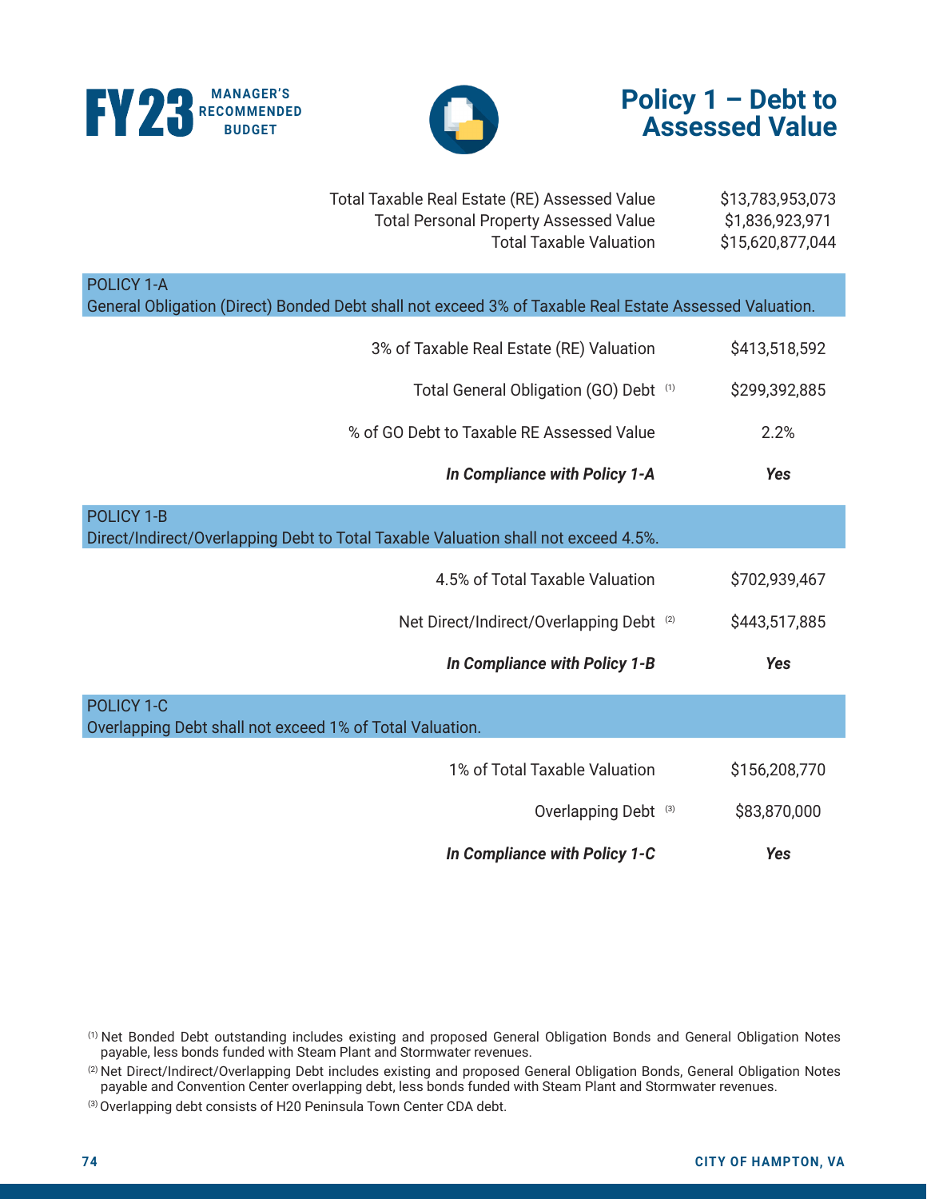# Policy 1 – Debt to Assessed Value

| | |
|---|---|
| Total Taxable Real Estate (RE) Assessed Value | $13,783,953,073 |
| Total Personal Property Assessed Value | $1,836,923,971 |
| Total Taxable Valuation | $15,620,877,044 |

## POLICY 1-A

General Obligation (Direct) Bonded Debt shall not exceed 3% of Taxable Real Estate Assessed Valuation.

| | |
|---|---|
| 3% of Taxable Real Estate (RE) Valuation | $413,518,592 |
| Total General Obligation (GO) Debt [1] | $299,392,885 |
| % of GO Debt to Taxable RE Assessed Value | 2.2% |
| ***In Compliance with Policy 1-A*** | ***Yes*** |

## POLICY 1-B

Direct/Indirect/Overlapping Debt to Total Taxable Valuation shall not exceed 4.5%.

| | |
|---|---|
| 4.5% of Total Taxable Valuation | $702,939,467 |
| Net Direct/Indirect/Overlapping Debt [2] | $443,517,885 |
| ***In Compliance with Policy 1-B*** | ***Yes*** |

## POLICY 1-C

Overlapping Debt shall not exceed 1% of Total Valuation.

| | |
|---|---|
| 1% of Total Taxable Valuation | $156,208,770 |
| Overlapping Debt [3] | $83,870,000 |
| ***In Compliance with Policy 1-C*** | ***Yes*** |

[1] Net Bonded Debt outstanding includes existing and proposed General Obligation Bonds and General Obligation Notes payable, less bonds funded with Steam Plant and Stormwater revenues.

[2] Net Direct/Indirect/Overlapping Debt includes existing and proposed General Obligation Bonds, General Obligation Notes payable and Convention Center overlapping debt, less bonds funded with Steam Plant and Stormwater revenues.

[3] Overlapping debt consists of H20 Peninsula Town Center CDA debt.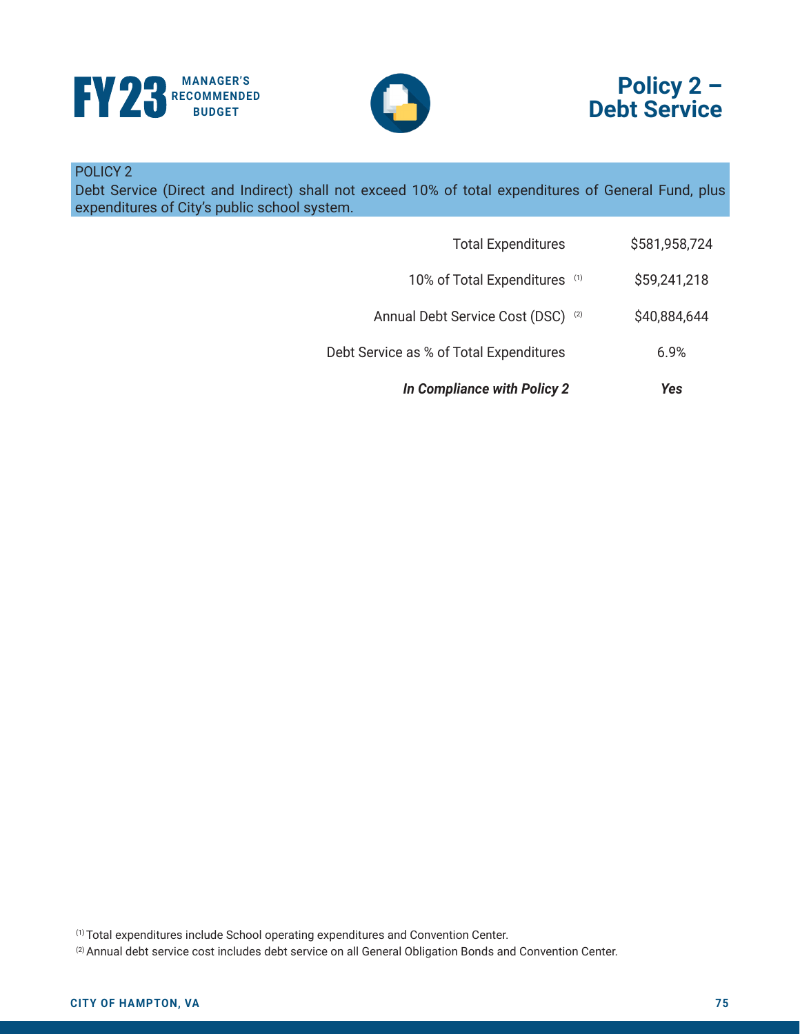# Policy 2 – Debt Service

**POLICY 2**

Debt Service (Direct and Indirect) shall not exceed 10% of total expenditures of General Fund, plus expenditures of City's public school system.

| | |
|---|---|
| Total Expenditures | $581,958,724 |
| 10% of Total Expenditures [1] | $59,241,218 |
| Annual Debt Service Cost (DSC) [2] | $40,884,644 |
| Debt Service as % of Total Expenditures | 6.9% |
| ***In Compliance with Policy 2*** | ***Yes*** |

[1] Total expenditures include School operating expenditures and Convention Center.

[2] Annual debt service cost includes debt service on all General Obligation Bonds and Convention Center.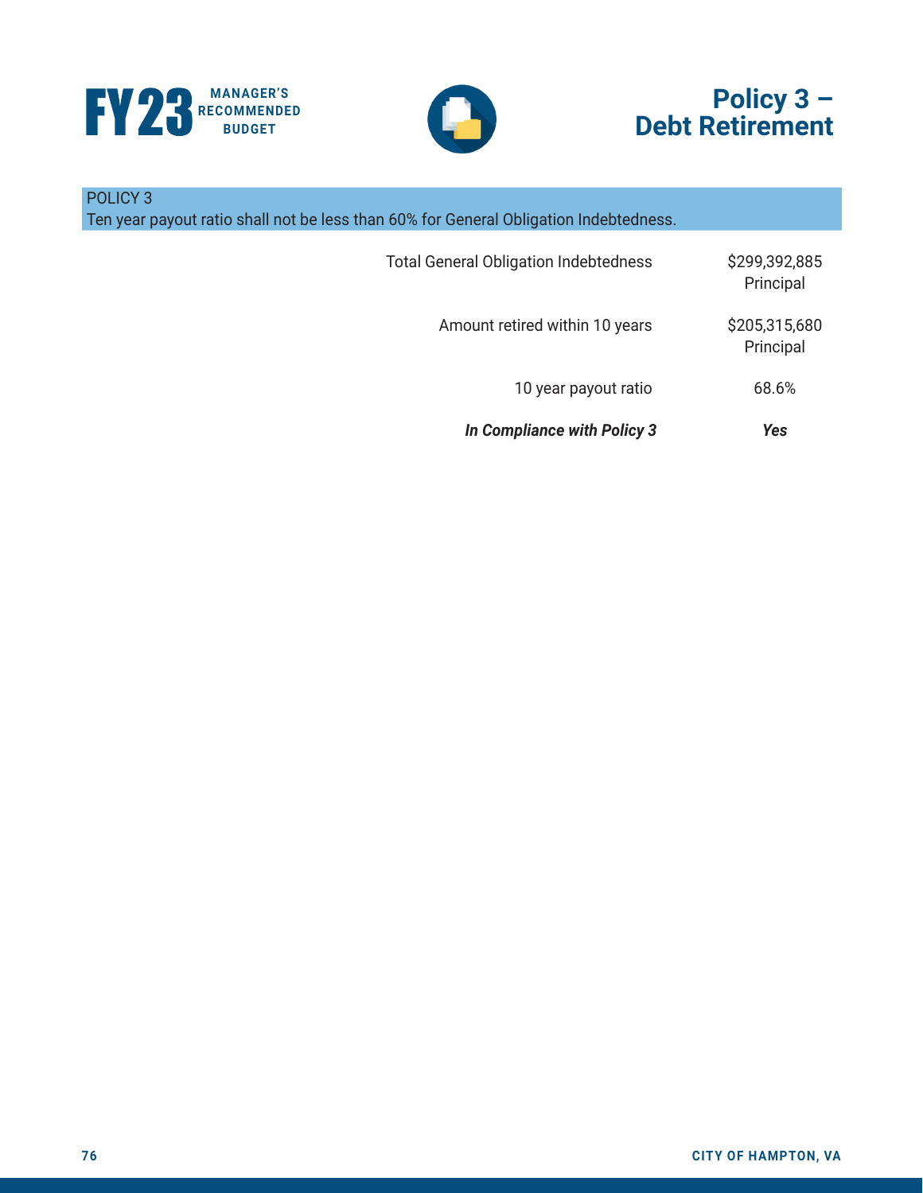# Policy 3 – Debt Retirement

**POLICY 3**
Ten year payout ratio shall not be less than 60% for General Obligation Indebtedness.

| | |
|---|---|
| Total General Obligation Indebtedness | $299,392,885 Principal |
| Amount retired within 10 years | $205,315,680 Principal |
| 10 year payout ratio | 68.6% |
| ***In Compliance with Policy 3*** | ***Yes*** |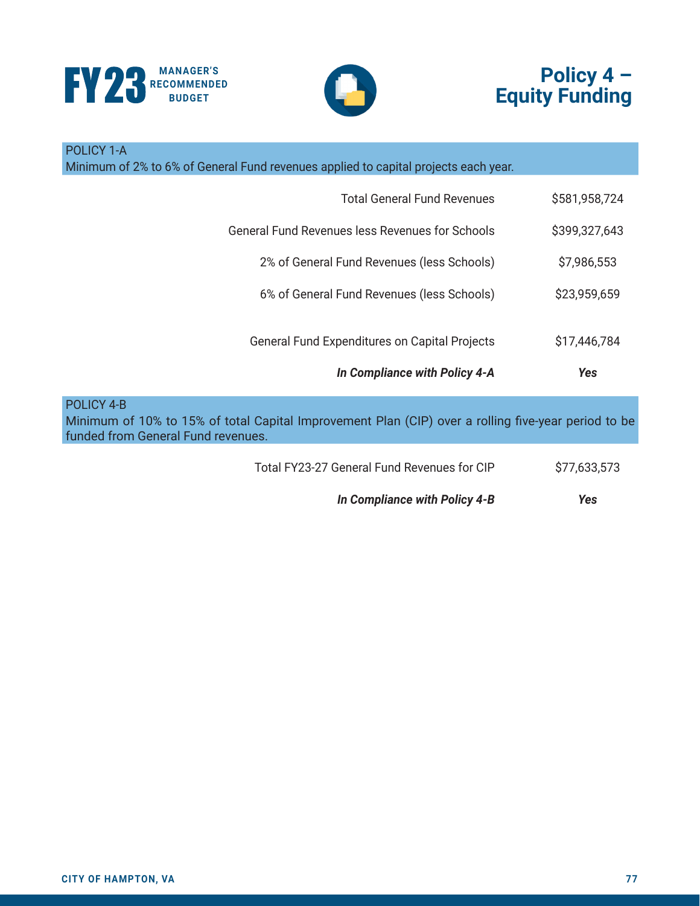# Policy 4 – Equity Funding

**POLICY 1-A**
Minimum of 2% to 6% of General Fund revenues applied to capital projects each year.

| | |
|---|---|
| Total General Fund Revenues | $581,958,724 |
| General Fund Revenues less Revenues for Schools | $399,327,643 |
| 2% of General Fund Revenues (less Schools) | $7,986,553 |
| 6% of General Fund Revenues (less Schools) | $23,959,659 |
| General Fund Expenditures on Capital Projects | $17,446,784 |
| ***In Compliance with Policy 4-A*** | ***Yes*** |

**POLICY 4-B**
Minimum of 10% to 15% of total Capital Improvement Plan (CIP) over a rolling five-year period to be funded from General Fund revenues.

| | |
|---|---|
| Total FY23-27 General Fund Revenues for CIP | $77,633,573 |
| ***In Compliance with Policy 4-B*** | ***Yes*** |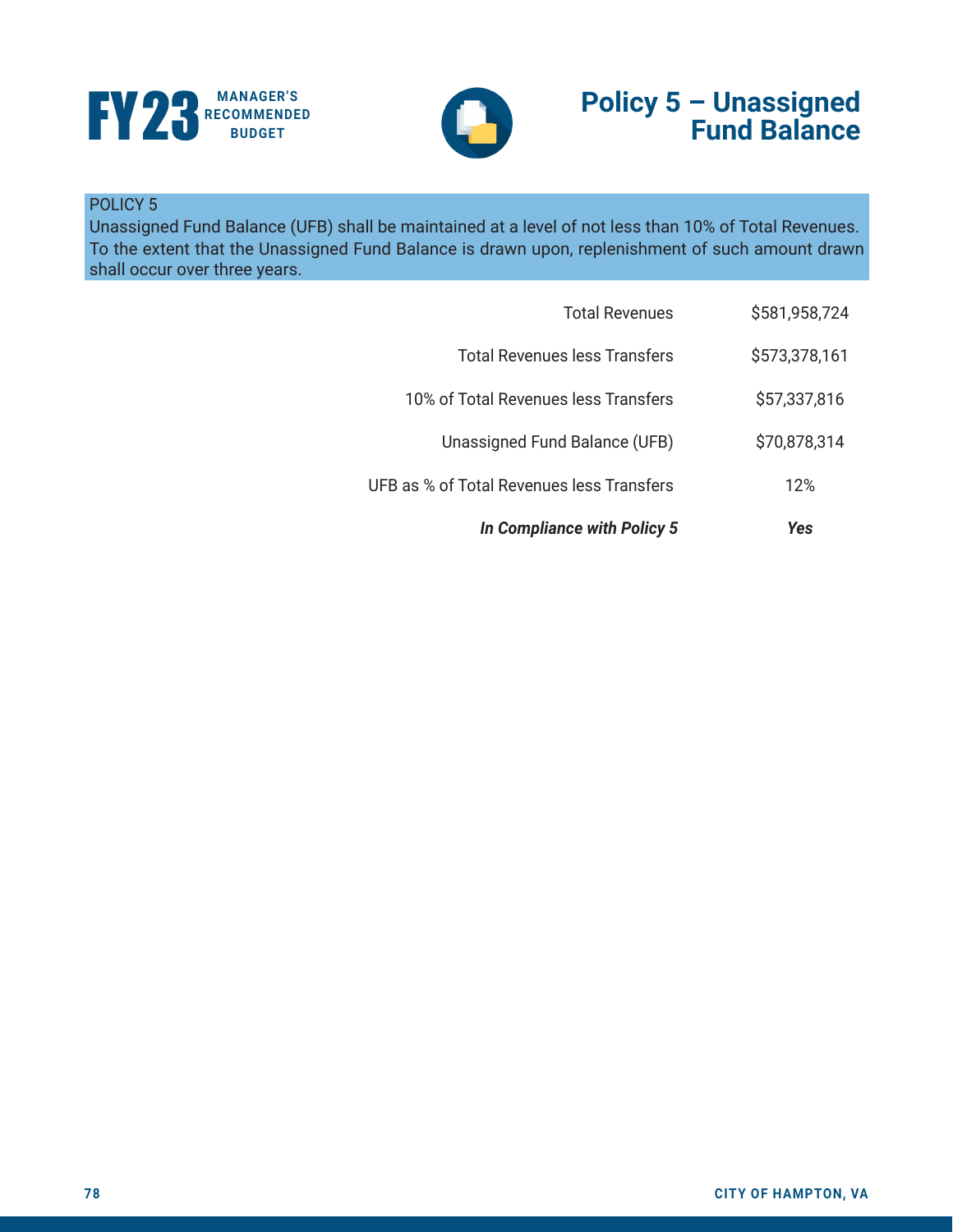# Policy 5 – Unassigned Fund Balance

**POLICY 5**

Unassigned Fund Balance (UFB) shall be maintained at a level of not less than 10% of Total Revenues. To the extent that the Unassigned Fund Balance is drawn upon, replenishment of such amount drawn shall occur over three years.

| | |
|---|---|
| Total Revenues | $581,958,724 |
| Total Revenues less Transfers | $573,378,161 |
| 10% of Total Revenues less Transfers | $57,337,816 |
| Unassigned Fund Balance (UFB) | $70,878,314 |
| UFB as % of Total Revenues less Transfers | 12% |
| ***In Compliance with Policy 5*** | ***Yes*** |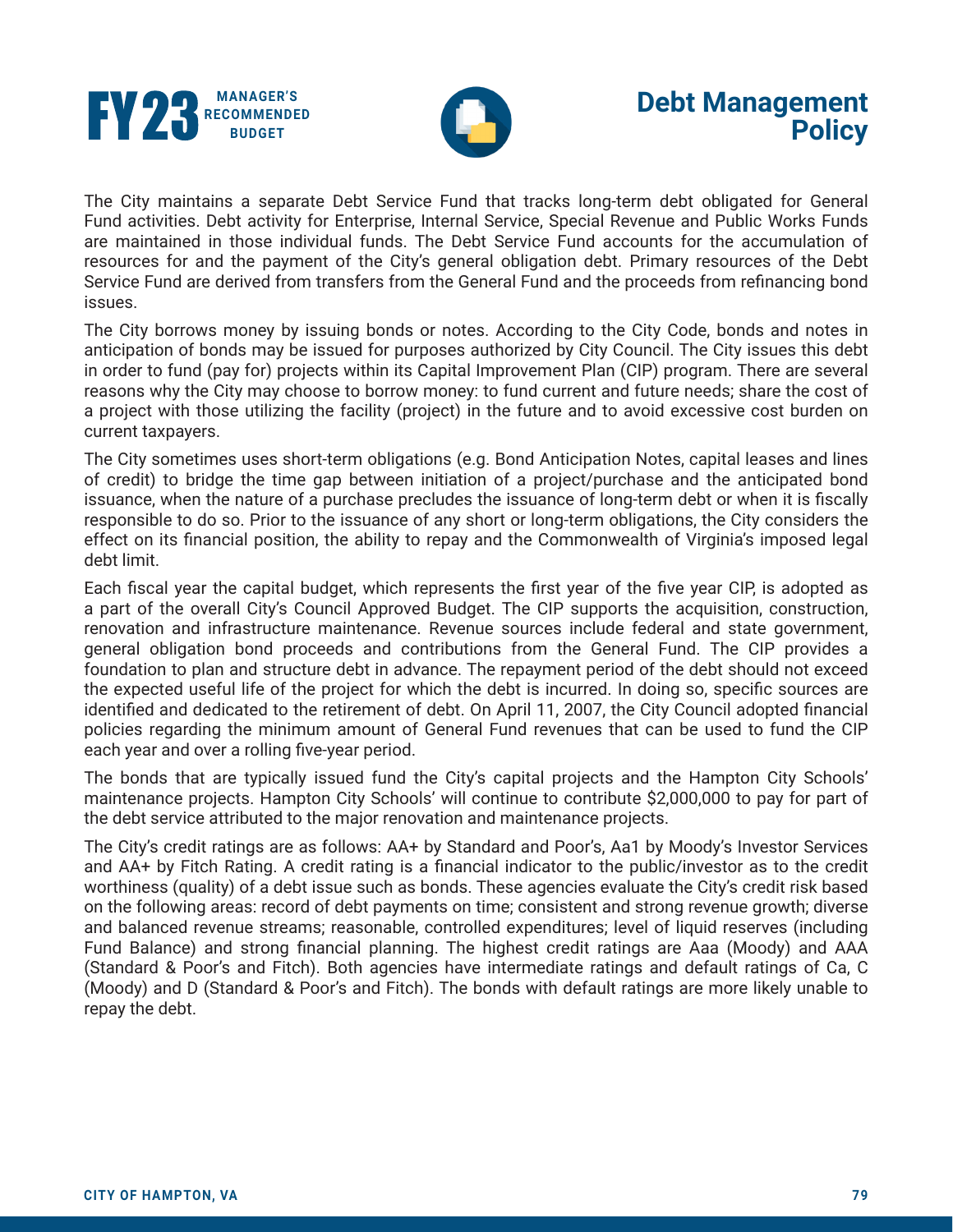# Debt Management Policy

The City maintains a separate Debt Service Fund that tracks long-term debt obligated for General Fund activities. Debt activity for Enterprise, Internal Service, Special Revenue and Public Works Funds are maintained in those individual funds. The Debt Service Fund accounts for the accumulation of resources for and the payment of the City's general obligation debt. Primary resources of the Debt Service Fund are derived from transfers from the General Fund and the proceeds from refinancing bond issues.

The City borrows money by issuing bonds or notes. According to the City Code, bonds and notes in anticipation of bonds may be issued for purposes authorized by City Council. The City issues this debt in order to fund (pay for) projects within its Capital Improvement Plan (CIP) program. There are several reasons why the City may choose to borrow money: to fund current and future needs; share the cost of a project with those utilizing the facility (project) in the future and to avoid excessive cost burden on current taxpayers.

The City sometimes uses short-term obligations (e.g. Bond Anticipation Notes, capital leases and lines of credit) to bridge the time gap between initiation of a project/purchase and the anticipated bond issuance, when the nature of a purchase precludes the issuance of long-term debt or when it is fiscally responsible to do so. Prior to the issuance of any short or long-term obligations, the City considers the effect on its financial position, the ability to repay and the Commonwealth of Virginia's imposed legal debt limit.

Each fiscal year the capital budget, which represents the first year of the five year CIP, is adopted as a part of the overall City's Council Approved Budget. The CIP supports the acquisition, construction, renovation and infrastructure maintenance. Revenue sources include federal and state government, general obligation bond proceeds and contributions from the General Fund. The CIP provides a foundation to plan and structure debt in advance. The repayment period of the debt should not exceed the expected useful life of the project for which the debt is incurred. In doing so, specific sources are identified and dedicated to the retirement of debt. On April 11, 2007, the City Council adopted financial policies regarding the minimum amount of General Fund revenues that can be used to fund the CIP each year and over a rolling five-year period.

The bonds that are typically issued fund the City's capital projects and the Hampton City Schools' maintenance projects. Hampton City Schools' will continue to contribute $2,000,000 to pay for part of the debt service attributed to the major renovation and maintenance projects.

The City's credit ratings are as follows: AA+ by Standard and Poor's, Aa1 by Moody's Investor Services and AA+ by Fitch Rating. A credit rating is a financial indicator to the public/investor as to the credit worthiness (quality) of a debt issue such as bonds. These agencies evaluate the City's credit risk based on the following areas: record of debt payments on time; consistent and strong revenue growth; diverse and balanced revenue streams; reasonable, controlled expenditures; level of liquid reserves (including Fund Balance) and strong financial planning. The highest credit ratings are Aaa (Moody) and AAA (Standard & Poor's and Fitch). Both agencies have intermediate ratings and default ratings of Ca, C (Moody) and D (Standard & Poor's and Fitch). The bonds with default ratings are more likely unable to repay the debt.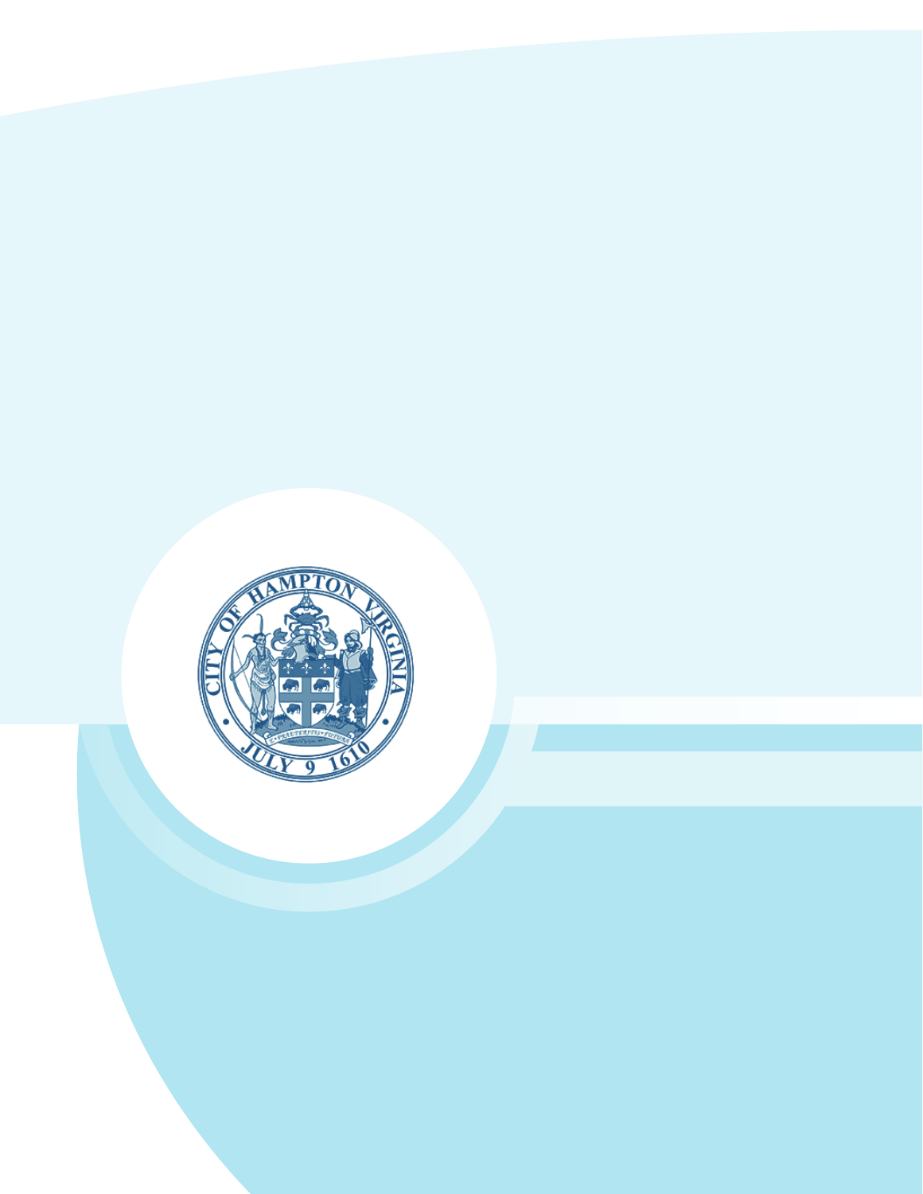CITY OF HAMPTON VIRGINIA

E PRAETERITIS FUTURA

JULY 9 1610